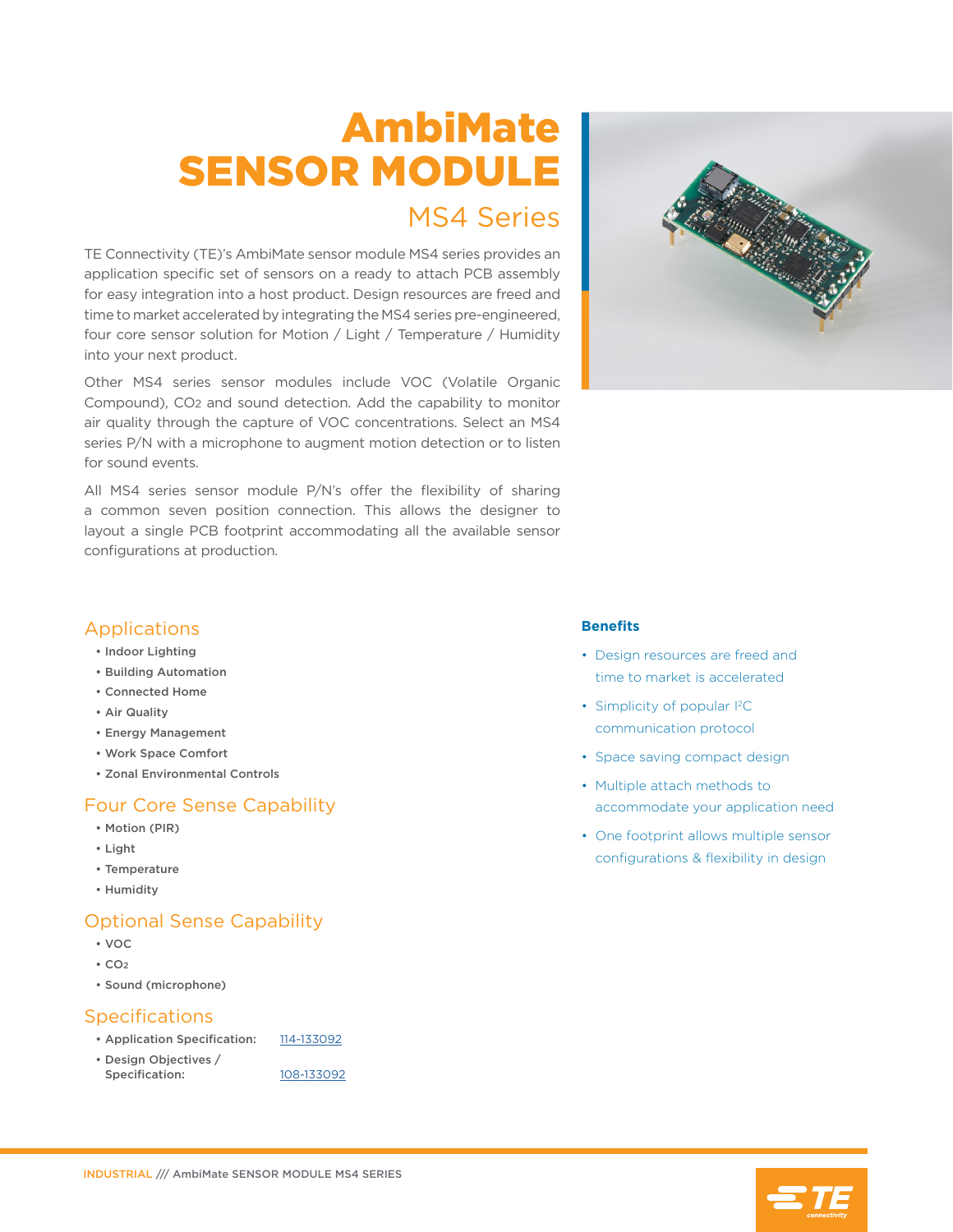# AmbiMate SENSOR MODULE

## MS4 Series

TE Connectivity (TE)'s AmbiMate sensor module MS4 series provides an application specific set of sensors on a ready to attach PCB assembly for easy integration into a host product. Design resources are freed and time to market accelerated by integrating the MS4 series pre-engineered, four core sensor solution for Motion / Light / Temperature / Humidity into your next product.

Other MS4 series sensor modules include VOC (Volatile Organic Compound), $CO_2$ and sound detection. Add the capability to monitor air quality through the capture of VOC concentrations. Select an MS4 series P/N with a microphone to augment motion detection or to listen for sound events.

All MS4 series sensor module P/N's offer the flexibility of sharing a common seven position connection. This allows the designer to layout a single PCB footprint accommodating all the available sensor configurations at production.

## Applications

- Indoor Lighting
- Building Automation
- Connected Home
- Air Quality
- Energy Management
- Work Space Comfort
- Zonal Environmental Controls

## Four Core Sense Capability

- Motion (PIR)
- Light
- Temperature
- Humidity

## Optional Sense Capability

- VOC
- $CO_2$
- Sound (microphone)

## Specifications

- Application Specification: 114-133092
- Design Objectives / Specification: 108-133092

### Benefits

- Design resources are freed and time to market is accelerated
- Simplicity of popular I²C communication protocol
- Space saving compact design
- Multiple attach methods to accommodate your application need
- One footprint allows multiple sensor configurations & flexibility in design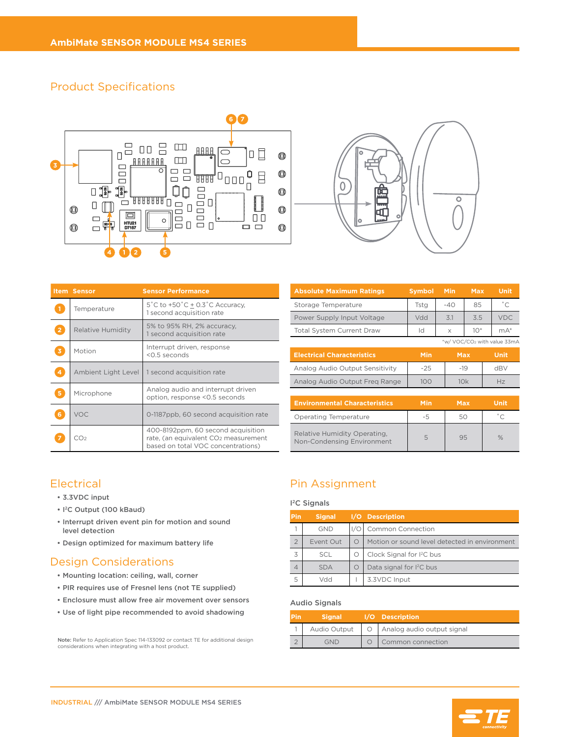## Product Specifications

| Item | Sensor | Sensor Performance |
|---|---|---|
| 1 | Temperature | 5˚C to +50˚C ± 0.3˚C Accuracy, 1 second acquisition rate |
| 2 | Relative Humidity | 5% to 95% RH, 2% accuracy, 1 second acquisition rate |
| 3 | Motion | Interrupt driven, response <0.5 seconds |
| 4 | Ambient Light Level | 1 second acquisition rate |
| 5 | Microphone | Analog audio and interrupt driven option, response <0.5 seconds |
| 6 | VOC | 0-1187ppb, 60 second acquisition rate |
| 7 | $CO_2$ | 400-8192ppm, 60 second acquisition rate, (an equivalent $CO_2$ measurement based on total VOC concentrations) |

| Absolute Maximum Ratings | Symbol | Min | Max | Unit |
|---|---|---|---|---|
| Storage Temperature | Tstg | -40 | 85 | ˚C |
| Power Supply Input Voltage | Vdd | 3.1 | 3.5 | VDC |
| Total System Current Draw | Id | x | 10* | mA* |

*w/ VOC/$CO_2$ with value 33mA

| Electrical Characteristics | Min | Max | Unit |
|---|---|---|---|
| Analog Audio Output Sensitivity | -25 | -19 | dBV |
| Analog Audio Output Freq Range | 100 | 10k | Hz |

| Environmental Characteristics | Min | Max | Unit |
|---|---|---|---|
| Operating Temperature | -5 | 50 | ˚C |
| Relative Humidity Operating, Non-Condensing Environment | 5 | 95 | % |

## Electrical

- 3.3VDC input
- I²C Output (100 kBaud)
- Interrupt driven event pin for motion and sound level detection
- Design optimized for maximum battery life

## Design Considerations

- Mounting location: ceiling, wall, corner
- PIR requires use of Fresnel lens (not TE supplied)
- Enclosure must allow free air movement over sensors
- Use of light pipe recommended to avoid shadowing

**Note:** Refer to Application Spec 114-133092 or contact TE for additional design considerations when integrating with a host product.

## Pin Assignment

### I²C Signals

| Pin | Signal | I/O | Description |
|---|---|---|---|
| 1 | GND | I/O | Common Connection |
| 2 | Event Out | O | Motion or sound level detected in environment |
| 3 | SCL | O | Clock Signal for I²C bus |
| 4 | SDA | O | Data signal for I²C bus |
| 5 | Vdd | I | 3.3VDC Input |

### Audio Signals

| Pin | Signal | I/O | Description |
|---|---|---|---|
| 1 | Audio Output | O | Analog audio output signal |
| 2 | GND | O | Common connection |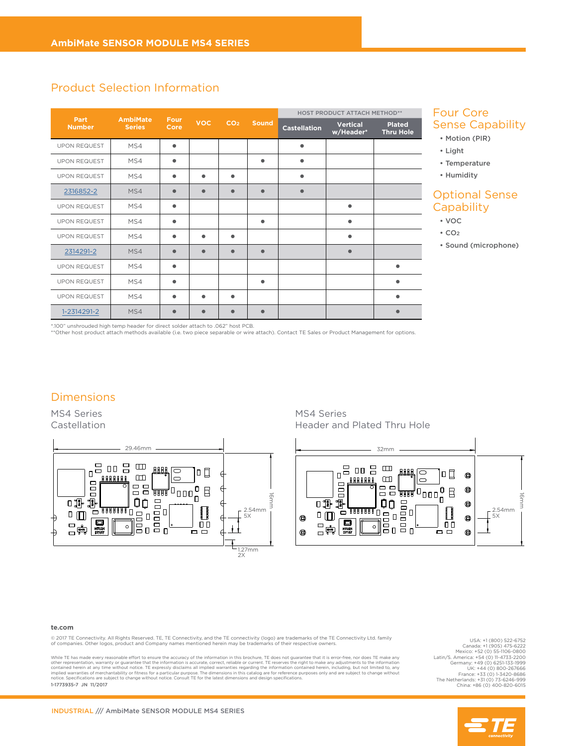## Product Selection Information

| Part Number | AmbiMate Series | Four Core | VOC | $CO_2$ | Sound | HOST PRODUCT ATTACH METHOD** | | |
|---|---|---|---|---|---|---|---|---|
| | | | | | | Castellation | Vertical w/Header* | Plated Thru Hole |
| UPON REQUEST | MS4 | ● | | | | ● | | |
| UPON REQUEST | MS4 | ● | | | ● | ● | | |
| UPON REQUEST | MS4 | ● | ● | ● | | ● | | |
| 2316852-2 | MS4 | ● | ● | ● | ● | ● | | |
| UPON REQUEST | MS4 | ● | | | | | ● | |
| UPON REQUEST | MS4 | ● | | | ● | | ● | |
| UPON REQUEST | MS4 | ● | ● | ● | | | ● | |
| 2314291-2 | MS4 | ● | ● | ● | ● | | ● | |
| UPON REQUEST | MS4 | ● | | | | | | ● |
| UPON REQUEST | MS4 | ● | | | ● | | | ● |
| UPON REQUEST | MS4 | ● | ● | ● | | | | ● |
| 1-2314291-2 | MS4 | ● | ● | ● | ● | | | ● |

*.100" unshrouded high temp header for direct solder attach to .062" host PCB.
**Other host product attach methods available (i.e. two piece separable or wire attach). Contact TE Sales or Product Management for options.

### Four Core Sense Capability

- Motion (PIR)
- Light
- Temperature
- Humidity

### Optional Sense Capability

- VOC
- $CO_2$
- Sound (microphone)

## Dimensions

MS4 Series
Castellation

29.46mm
16mm
2.54mm
5X
1.27mm
2X

MS4 Series
Header and Plated Thru Hole

32mm
16mm
2.54mm
5X

**te.com**

© 2017 TE Connectivity. All Rights Reserved. TE, TE Connectivity, and the TE connectivity (logo) are trademarks of the TE Connectivity Ltd. family of companies. Other logos, product and Company names mentioned herein may be trademarks of their respective owners.

While TE has made every reasonable effort to ensure the accuracy of the information in this brochure, TE does not guarantee that it is error-free, nor does TE make any other representation, warranty or guarantee that the information is accurate, correct, reliable or current. TE reserves the right to make any adjustments to the information contained herein at any time without notice. TE expressly disclaims all implied warranties regarding the information contained herein, including, but not limited to, any implied warranties of merchantability or fitness for a particular purpose. The dimensions in this catalog are for reference purposes only and are subject to change without notice. Specifications are subject to change without notice. Consult TE for the latest dimensions and design specifications.

1-1773935-7 JN 11/2017

USA: +1 (800) 522-6752
Canada: +1 (905) 475-6222
Mexico: +52 (0) 55-1106-0800
Latin/S. America: +54 (0) 11-4733-2200
Germany: +49 (0) 6251-133-1999
UK: +44 (0) 800-267666
France: +33 (0) 1-3420-8686
The Netherlands: +31 (0) 73-6246-999
China: +86 (0) 400-820-6015